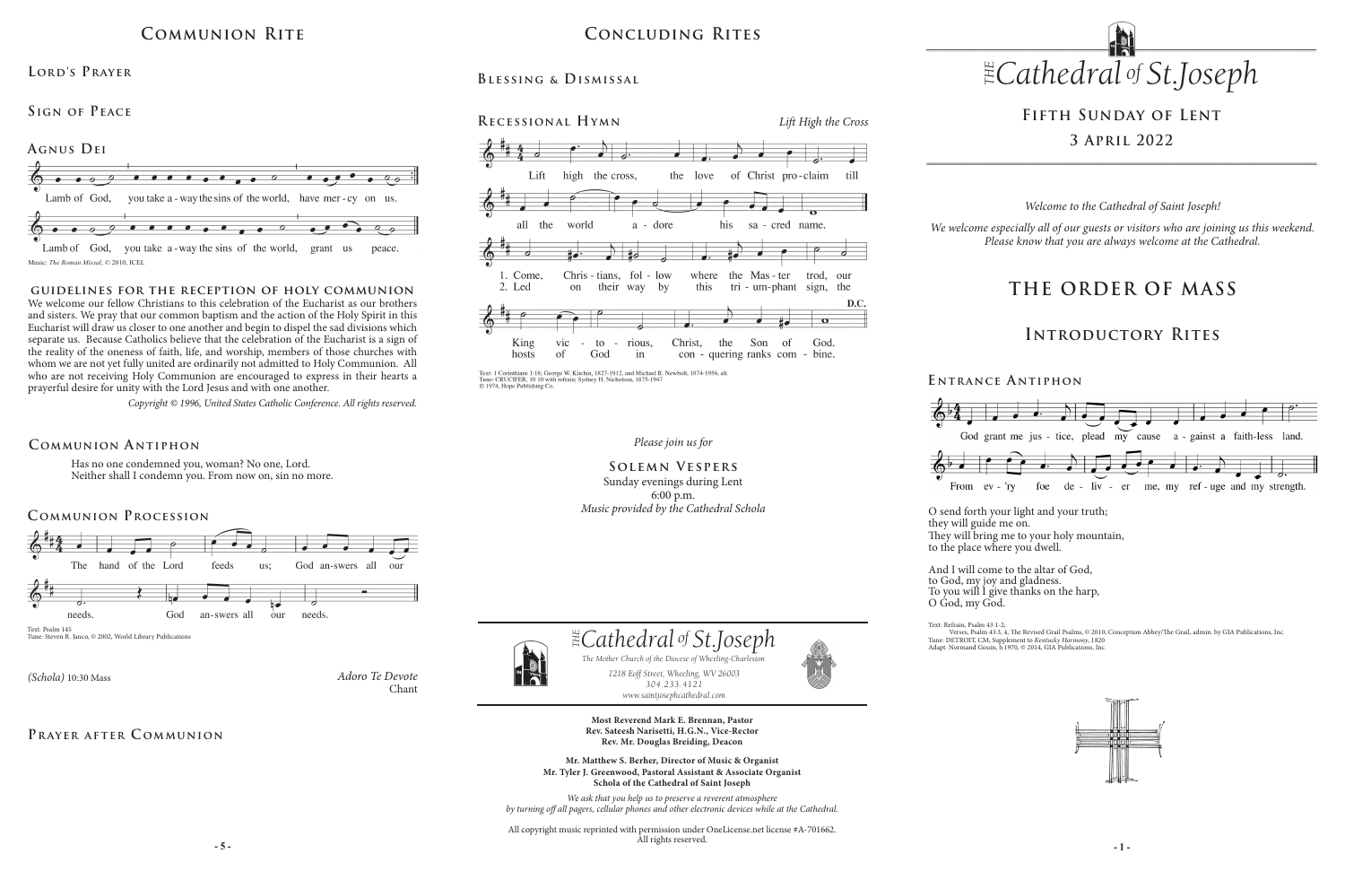## Communion Rite

### Lord's Prayer

### Sign of Peace

### Agnus Dei

Lamb of God, you take a-way the sins of the world, have mer-cy on us.

Lamb of God, you take a-way the sins of the world, grant us peace.

Music: *The Roman Missal*, © 2010, ICEL

**GUIDELINES FOR THE RECEPTION OF HOLY COMMUNION**

We welcome our fellow Christians to this celebration of the Eucharist as our brothers and sisters. We pray that our common baptism and the action of the Holy Spirit in this Eucharist will draw us closer to one another and begin to dispel the sad divisions which separate us. Because Catholics believe that the celebration of the Eucharist is a sign of the reality of the oneness of faith, life, and worship, members of those churches with whom we are not yet fully united are ordinarily not admitted to Holy Communion. All who are not receiving Holy Communion are encouraged to express in their hearts a prayerful desire for unity with the Lord Jesus and with one another.

*Copyright © 1996, United States Catholic Conference. All rights reserved.*

### Communion Antiphon

Has no one condemned you, woman? No one, Lord.
Neither shall I condemn you. From now on, sin no more.

### Communion Procession

The hand of the Lord feeds us; God an-swers all our needs. God an-swers all our needs.

Text: Psalm 145
Tune: Steven R. Janco, © 2002, World Library Publications

*(Schola)* 10:30 Mass — *Adoro Te Devote* Chant

### Prayer after Communion

## Concluding Rites

### Blessing & Dismissal

### Recessional Hymn — *Lift High the Cross*

Lift high the cross, the love of Christ pro-claim till all the world a-dore his sa-cred name.

1. Come, Chris-tians, fol-low where the Mas-ter trod, our King vic-to-rious, Christ, the Son of God.
2. Led on their way by this tri-um-phant sign, the hosts of God in con-quering ranks com-bine.

D.C.

Text: 1 Corinthians 1:18; George W. Kitchin, 1827-1912, and Michael R. Newbolt, 1874-1956, alt.
Tune: CRUCIFER, 10 10 with refrain; Sydney H. Nicholson, 1875-1947
© 1974, Hope Publishing Co.

*Please join us for*

**SOLEMN VESPERS**
Sunday evenings during Lent
6:00 p.m.
*Music provided by the Cathedral Schola*

*The Cathedral of St. Joseph*
*The Mother Church of the Diocese of Wheeling-Charleston*
*1218 Eoff Street, Wheeling, WV 26003*
*304.233.4121*
*www.saintjosephcathedral.com*

**Most Reverend Mark E. Brennan, Pastor**
**Rev. Sateesh Narisetti, H.G.N., Vice-Rector**
**Rev. Mr. Douglas Breiding, Deacon**

**Mr. Matthew S. Berher, Director of Music & Organist**
**Mr. Tyler J. Greenwood, Pastoral Assistant & Associate Organist**
**Schola of the Cathedral of Saint Joseph**

*We ask that you help us to preserve a reverent atmosphere by turning off all pagers, cellular phones and other electronic devices while at the Cathedral.*

All copyright music reprinted with permission under OneLicense.net license #A-701662. All rights reserved.

# *The Cathedral of St. Joseph*

## Fifth Sunday of Lent
## 3 April 2022

*Welcome to the Cathedral of Saint Joseph!*

*We welcome especially all of our guests or visitors who are joining us this weekend. Please know that you are always welcome at the Cathedral.*

# THE ORDER OF MASS

## Introductory Rites

### Entrance Antiphon

God grant me jus-tice, plead my cause a-gainst a faith-less land. From ev-'ry foe de-liv-er me, my ref-uge and my strength.

O send forth your light and your truth;
they will guide me on.
They will bring me to your holy mountain,
to the place where you dwell.

And I will come to the altar of God,
to God, my joy and gladness.
To you will I give thanks on the harp,
O God, my God.

Text: Refrain, Psalm 43:1-2;
Verses, Psalm 43:3, 4, The Revised Grail Psalms, © 2010, Conception Abbey/The Grail, admin. by GIA Publications, Inc.
Tune: DETROIT, CM; Supplement to *Kentucky Harmony*, 1820
Adapt. Normand Gouin, b.1970, © 2014, GIA Publications, Inc.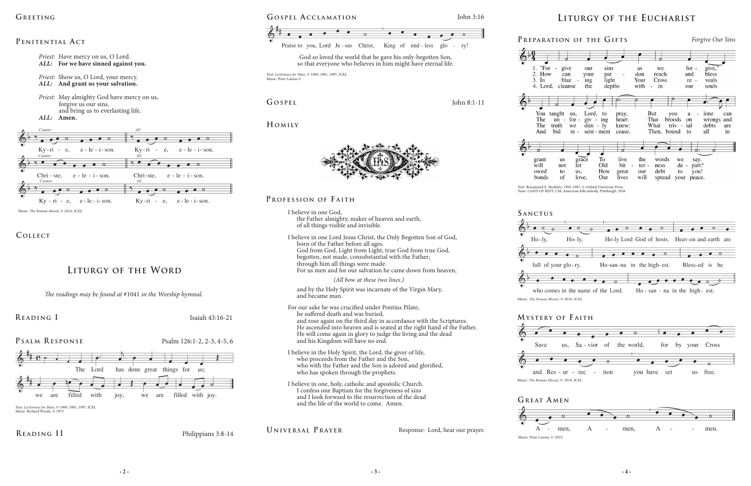## Greeting

## Penitential Act

*Priest:* Have mercy on us, O Lord.
***ALL:* For we have sinned against you.**

*Priest:* Show us, O Lord, your mercy.
***ALL:* And grant us your salvation.**

*Priest:* May almighty God have mercy on us,
forgive us our sins,
and bring us to everlasting life.
***ALL:* Amen.**

*Cantor:* Ky-ri - e, e - le - i - son. *All:* Ky-ri - e, e - le - i - son.

*Cantor:* Chri - ste, e - le - i - son. *All:* Chri-ste, e - le - i - son.

*Cantor:* Ky - ri - e, e - le - i - son. *All:* Ky-ri - e, e - le - i - son.

Music: *The Roman Missal*, © 2010, ICEL

## Collect

# Liturgy of the Word

*The readings may be found at #1041 in the Worship hymnal.*

## Reading I

Isaiah 43:16-21

## Psalm Response

Psalm 126:1-2, 2-3, 4-5, 6

The Lord has done great things for us; we are filled with joy, we are filled with joy.

Text: *Lectionary for Mass*, © 1969, 1981, 1997, ICEL
Music: Richard Proulx, © 1975

## Reading II

Philippians 3:8-14

## Gospel Acclamation

John 3:16

Praise to you, Lord Je - sus Christ, King of end - less glo - ry!

God so loved the world that he gave his only-begotten Son,
so that everyone who believes in him might have eternal life.

Text: *Lectionary for Mass*, © 1969, 1981, 1997, ICEL
Music: Peter Latona ©

## Gospel

John 8:1-11

## Homily

## Profession of Faith

I believe in one God,
the Father almighty, maker of heaven and earth,
of all things visible and invisible.

I believe in one Lord Jesus Christ, the Only Begotten Son of God,
born of the Father before all ages.
God from God, Light from Light, true God from true God,
begotten, not made, consubstantial with the Father;
through him all things were made.
For us men and for our salvation he came down from heaven,

*(All bow at these two lines.)*

and by the Holy Spirit was incarnate of the Virgin Mary,
and became man.

For our sake he was crucified under Pontius Pilate,
he suffered death and was buried,
and rose again on the third day in accordance with the Scriptures.
He ascended into heaven and is seated at the right hand of the Father.
He will come again in glory to judge the living and the dead
and his Kingdom will have no end.

I believe in the Holy Spirit, the Lord, the giver of life,
who proceeds from the Father and the Son,
who with the Father and the Son is adored and glorified,
who has spoken through the prophets.

I believe in one, holy, catholic and apostolic Church.
I confess one Baptism for the forgiveness of sins
and I look forward to the resurrection of the dead
and the life of the world to come. Amen.

## Universal Prayer

Response: Lord, hear our prayer.

# Liturgy of the Eucharist

## Preparation of the Gifts

*Forgive Our Sins*

1. "Forgive our sins as we forgive," You taught us, Lord, to pray, But you alone can grant us grace To live the words we say.
2. How can your pardon reach and bless The unforgiving heart That broods on wrongs and will not let Old bitterness depart?
3. In blazing light Your Cross reveals The truth we dimly knew: What trivial debts are owed to us, How great our debt to you!
4. Lord, cleanse the depths within our souls And bid resentment cease. Then, bound to all in bonds of love, Our lives will spread your peace.

Text: Rosamund E. Herklots, 1905-1987, © Oxford University Press
Tune: LAND OF REST, CM; American folk melody, Pittsburgh, 1836

## Sanctus

Ho-ly, Ho-ly, Ho-ly Lord God of hosts. Heav-en and earth are full of your glo-ry. Ho-san-na in the high-est. Bless-ed is he who comes in the name of the Lord. Ho - san - na in the high- est.

Music: *The Roman Missal*, © 2010, ICEL

## Mystery of Faith

Save us, Sa - vior of the world, for by your Cross and Res - ur - rec - tion you have set us free.

Music: *The Roman Missal*, © 2010, ICEL

## Great Amen

A - men, A - men, A - men.

Music: Peter Latona, © 2010